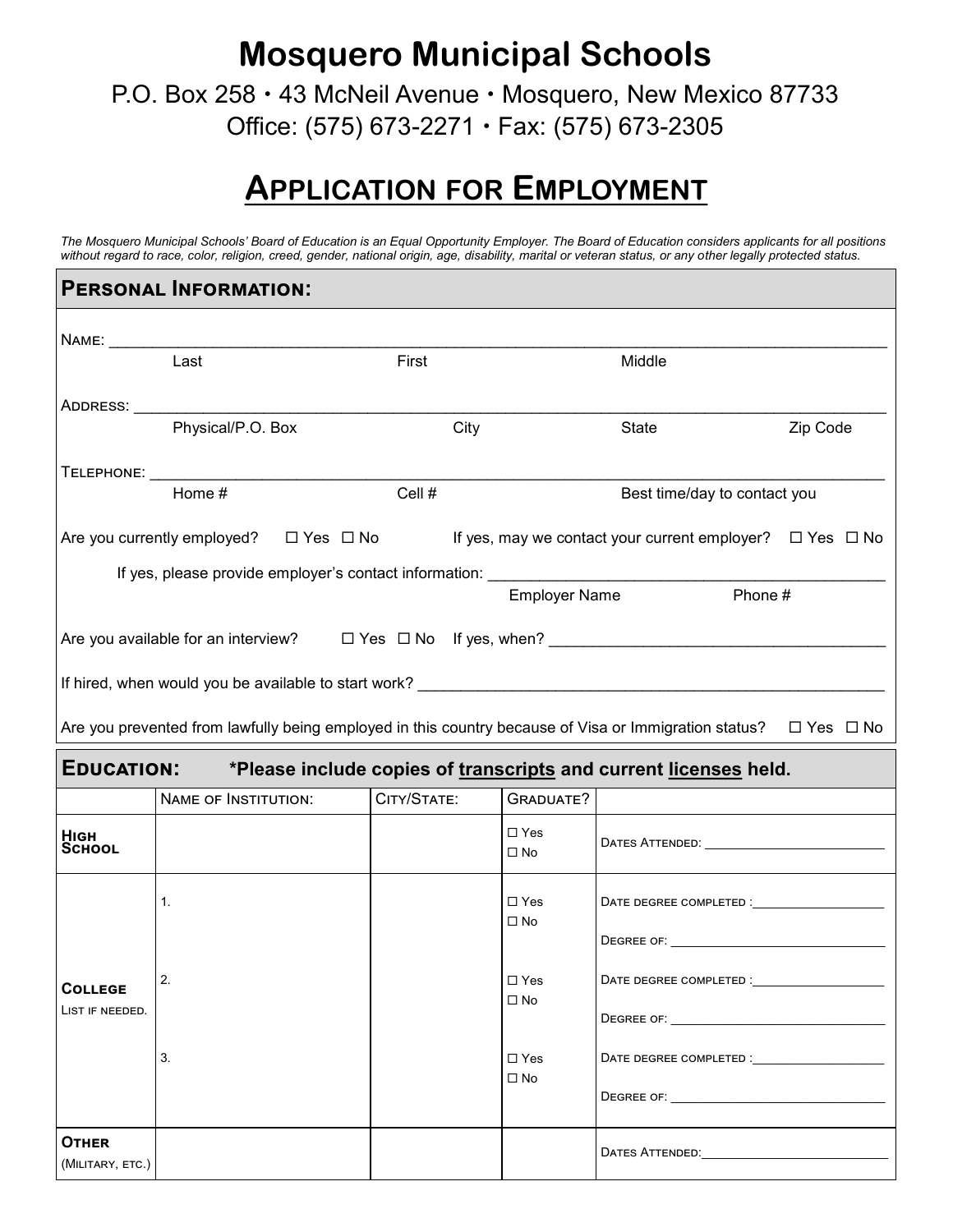# Mosquero Municipal Schools

P.O. Box 258 • 43 McNeil Avenue • Mosquero, New Mexico 87733
Office: (575) 673-2271 • Fax: (575) 673-2305

## APPLICATION FOR EMPLOYMENT

*The Mosquero Municipal Schools' Board of Education is an Equal Opportunity Employer. The Board of Education considers applicants for all positions without regard to race, color, religion, creed, gender, national origin, age, disability, marital or veteran status, or any other legally protected status.*

### PERSONAL INFORMATION:

NAME: ______________________________________________________________________________
Last First Middle

ADDRESS: ___________________________________________________________________________
Physical/P.O. Box City State Zip Code

TELEPHONE: _________________________________________________________________________
Home # Cell # Best time/day to contact you

Are you currently employed? ☐ Yes ☐ No If yes, may we contact your current employer? ☐ Yes ☐ No

If yes, please provide employer's contact information: ______________________________________
Employer Name Phone #

Are you available for an interview? ☐ Yes ☐ No If yes, when? ___________________________________

If hired, when would you be available to start work? _______________________________________________

Are you prevented from lawfully being employed in this country because of Visa or Immigration status? ☐ Yes ☐ No

### EDUCATION: *Please include copies of transcripts and current licenses held.

| | NAME OF INSTITUTION: | CITY/STATE: | GRADUATE? | |
|---|---|---|---|---|
| **HIGH SCHOOL** | | | ☐ Yes ☐ No | DATES ATTENDED: ____________________ |
| **COLLEGE** LIST IF NEEDED. | 1. | | ☐ Yes ☐ No | DATE DEGREE COMPLETED :______________ DEGREE OF: ____________________ |
| | 2. | | ☐ Yes ☐ No | DATE DEGREE COMPLETED :______________ DEGREE OF: ____________________ |
| | 3. | | ☐ Yes ☐ No | DATE DEGREE COMPLETED :______________ DEGREE OF: ____________________ |
| **OTHER** (MILITARY, ETC.) | | | | DATES ATTENDED:____________________ |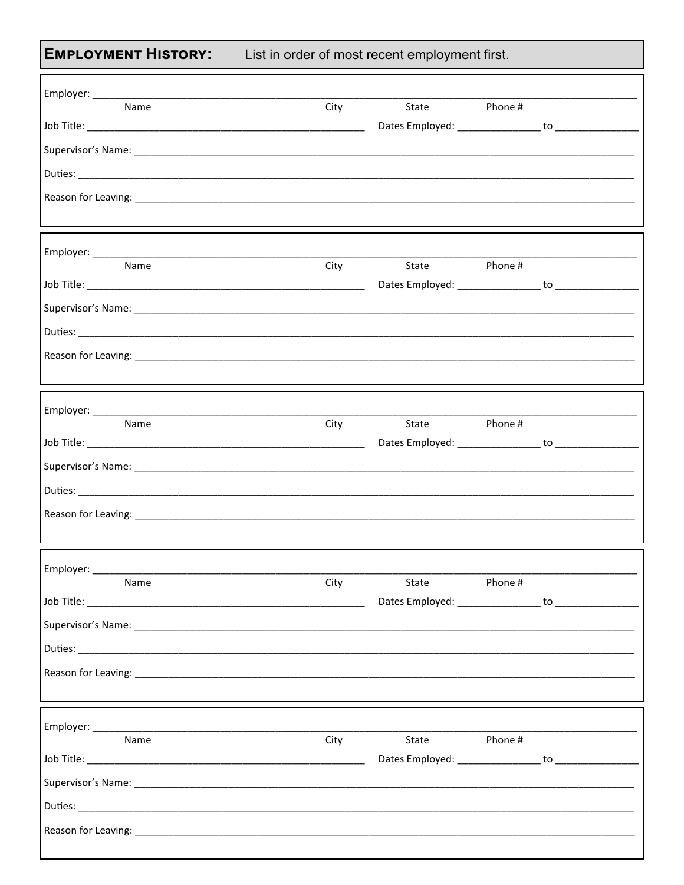## Employment History: List in order of most recent employment first.

Employer: ____________________________________________________________________________________________

Name City State Phone #

Job Title: ______________________________________________ Dates Employed: _____________ to _____________

Supervisor's Name: ______________________________________________________________________________

Duties: ______________________________________________________________________________________

Reason for Leaving: ______________________________________________________________________________

---

Employer: ____________________________________________________________________________________________

Name City State Phone #

Job Title: ______________________________________________ Dates Employed: _____________ to _____________

Supervisor's Name: ______________________________________________________________________________

Duties: ______________________________________________________________________________________

Reason for Leaving: ______________________________________________________________________________

---

Employer: ____________________________________________________________________________________________

Name City State Phone #

Job Title: ______________________________________________ Dates Employed: _____________ to _____________

Supervisor's Name: ______________________________________________________________________________

Duties: ______________________________________________________________________________________

Reason for Leaving: ______________________________________________________________________________

---

Employer: ____________________________________________________________________________________________

Name City State Phone #

Job Title: ______________________________________________ Dates Employed: _____________ to _____________

Supervisor's Name: ______________________________________________________________________________

Duties: ______________________________________________________________________________________

Reason for Leaving: ______________________________________________________________________________

---

Employer: ____________________________________________________________________________________________

Name City State Phone #

Job Title: ______________________________________________ Dates Employed: _____________ to _____________

Supervisor's Name: ______________________________________________________________________________

Duties: ______________________________________________________________________________________

Reason for Leaving: ______________________________________________________________________________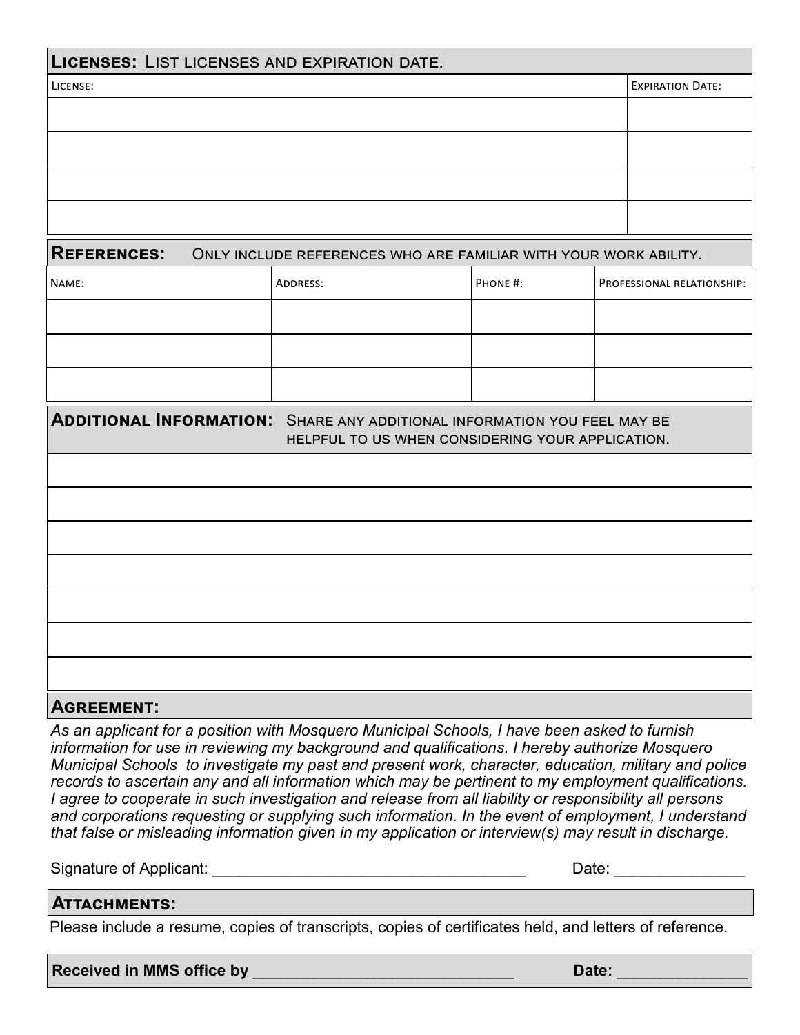## Licenses: List licenses and expiration date.

| License: | Expiration Date: |
|---|---|
| | |
| | |
| | |
| | |

## References: Only include references who are familiar with your work ability.

| Name: | Address: | Phone #: | Professional relationship: |
|---|---|---|---|
| | | | |
| | | | |
| | | | |

## Additional Information: Share any additional information you feel may be helpful to us when considering your application.

| |
|---|
| |
| |
| |
| |
| |
| |
| |

## Agreement:

*As an applicant for a position with Mosquero Municipal Schools, I have been asked to furnish information for use in reviewing my background and qualifications. I hereby authorize Mosquero Municipal Schools to investigate my past and present work, character, education, military and police records to ascertain any and all information which may be pertinent to my employment qualifications. I agree to cooperate in such investigation and release from all liability or responsibility all persons and corporations requesting or supplying such information. In the event of employment, I understand that false or misleading information given in my application or interview(s) may result in discharge.*

Signature of Applicant: ___________________________________ Date: ______________

## Attachments:

Please include a resume, copies of transcripts, copies of certificates held, and letters of reference.

**Received in MMS office by _____________________________ Date: ______________**